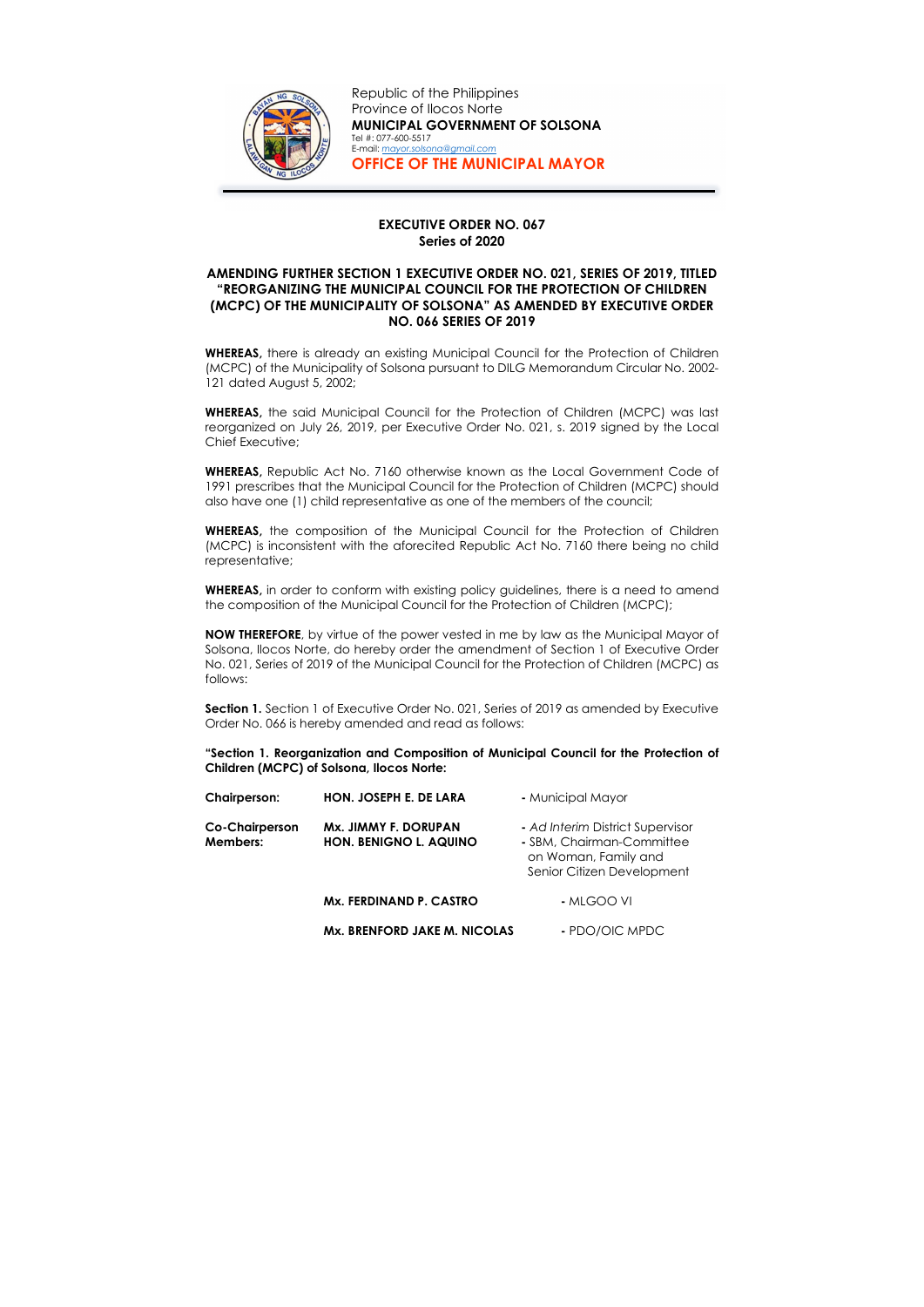Republic of the Philippines
Province of Ilocos Norte
**MUNICIPAL GOVERNMENT OF SOLSONA**
Tel #: 077-600-5517
E-mail: mayor.solsona@gmail.com
**OFFICE OF THE MUNICIPAL MAYOR**

**EXECUTIVE ORDER NO. 067**
**Series of 2020**

**AMENDING FURTHER SECTION 1 EXECUTIVE ORDER NO. 021, SERIES OF 2019, TITLED "REORGANIZING THE MUNICIPAL COUNCIL FOR THE PROTECTION OF CHILDREN (MCPC) OF THE MUNICIPALITY OF SOLSONA" AS AMENDED BY EXECUTIVE ORDER NO. 066 SERIES OF 2019**

**WHEREAS,** there is already an existing Municipal Council for the Protection of Children (MCPC) of the Municipality of Solsona pursuant to DILG Memorandum Circular No. 2002-121 dated August 5, 2002;

**WHEREAS,** the said Municipal Council for the Protection of Children (MCPC) was last reorganized on July 26, 2019, per Executive Order No. 021, s. 2019 signed by the Local Chief Executive;

**WHEREAS,** Republic Act No. 7160 otherwise known as the Local Government Code of 1991 prescribes that the Municipal Council for the Protection of Children (MCPC) should also have one (1) child representative as one of the members of the council;

**WHEREAS,** the composition of the Municipal Council for the Protection of Children (MCPC) is inconsistent with the aforecited Republic Act No. 7160 there being no child representative;

**WHEREAS,** in order to conform with existing policy guidelines, there is a need to amend the composition of the Municipal Council for the Protection of Children (MCPC);

**NOW THEREFORE**, by virtue of the power vested in me by law as the Municipal Mayor of Solsona, Ilocos Norte, do hereby order the amendment of Section 1 of Executive Order No. 021, Series of 2019 of the Municipal Council for the Protection of Children (MCPC) as follows:

**Section 1.** Section 1 of Executive Order No. 021, Series of 2019 as amended by Executive Order No. 066 is hereby amended and read as follows:

**"Section 1. Reorganization and Composition of Municipal Council for the Protection of Children (MCPC) of Solsona, Ilocos Norte:**

| | | |
|---|---|---|
| **Chairperson:** | **HON. JOSEPH E. DE LARA** | - Municipal Mayor |
| **Co-Chairperson** | **Mx. JIMMY F. DORUPAN** | - *Ad Interim* District Supervisor |
| **Members:** | **HON. BENIGNO L. AQUINO** | - SBM, Chairman-Committee on Woman, Family and Senior Citizen Development |
| | **Mx. FERDINAND P. CASTRO** | - MLGOO VI |
| | **Mx. BRENFORD JAKE M. NICOLAS** | - PDO/OIC MPDC |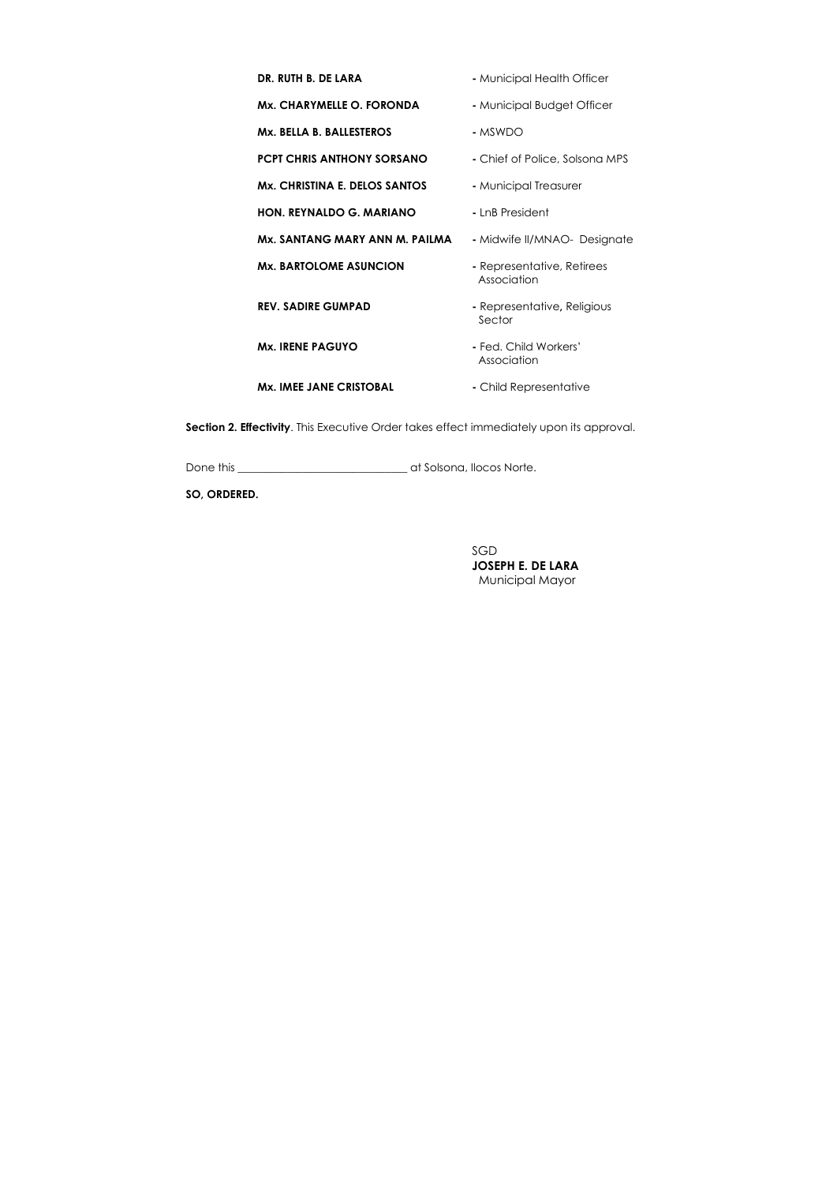| | |
|---|---|
| **DR. RUTH B. DE LARA** | - Municipal Health Officer |
| **Mx. CHARYMELLE O. FORONDA** | - Municipal Budget Officer |
| **Mx. BELLA B. BALLESTEROS** | - MSWDO |
| **PCPT CHRIS ANTHONY SORSANO** | - Chief of Police, Solsona MPS |
| **Mx. CHRISTINA E. DELOS SANTOS** | - Municipal Treasurer |
| **HON. REYNALDO G. MARIANO** | - LnB President |
| **Mx. SANTANG MARY ANN M. PAILMA** | - Midwife II/MNAO- Designate |
| **Mx. BARTOLOME ASUNCION** | - Representative, Retirees Association |
| **REV. SADIRE GUMPAD** | - Representative, Religious Sector |
| **Mx. IRENE PAGUYO** | - Fed. Child Workers' Association |
| **Mx. IMEE JANE CRISTOBAL** | - Child Representative |

**Section 2. Effectivity**. This Executive Order takes effect immediately upon its approval.

Done this ______________________________ at Solsona, Ilocos Norte.

**SO, ORDERED.**

SGD
**JOSEPH E. DE LARA**
Municipal Mayor